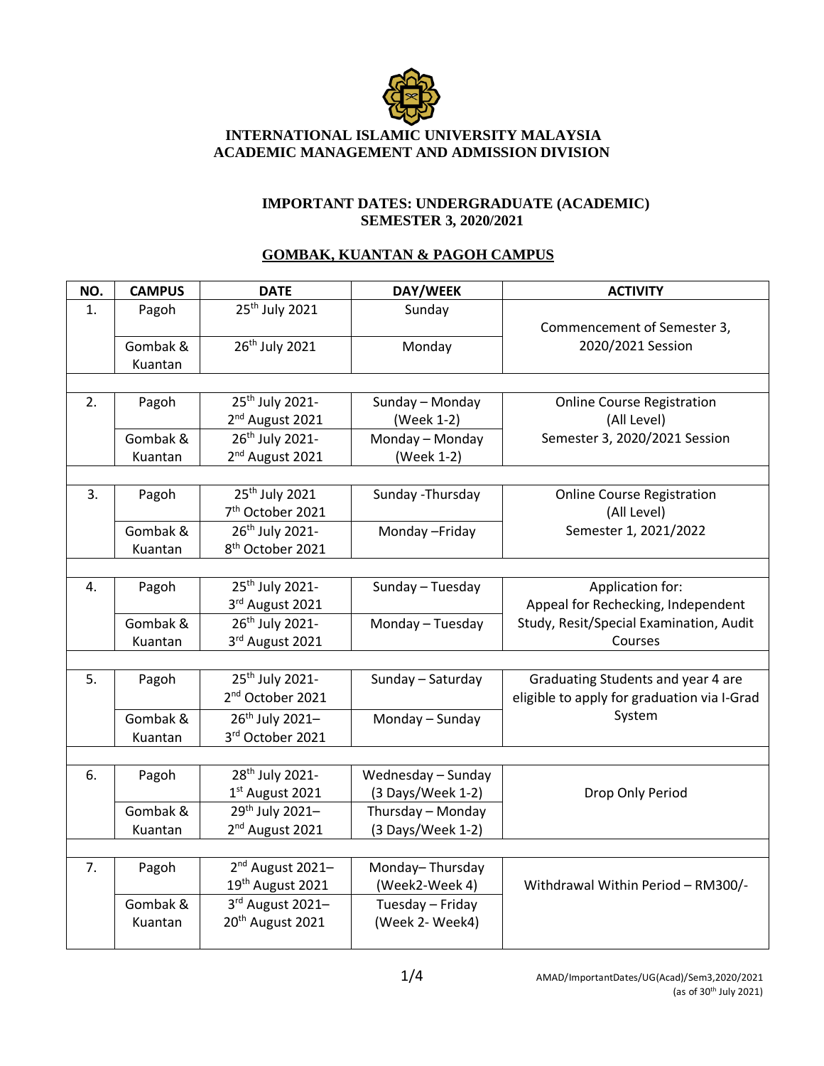# INTERNATIONAL ISLAMIC UNIVERSITY MALAYSIA
## ACADEMIC MANAGEMENT AND ADMISSION DIVISION

### IMPORTANT DATES: UNDERGRADUATE (ACADEMIC)
### SEMESTER 3, 2020/2021

### GOMBAK, KUANTAN & PAGOH CAMPUS

| NO. | CAMPUS | DATE | DAY/WEEK | ACTIVITY |
|---|---|---|---|---|
| 1. | Pagoh | 25th July 2021 | Sunday | Commencement of Semester 3, 2020/2021 Session |
| | Gombak & Kuantan | 26th July 2021 | Monday | |
| 2. | Pagoh | 25th July 2021- 2nd August 2021 | Sunday – Monday (Week 1-2) | Online Course Registration (All Level) Semester 3, 2020/2021 Session |
| | Gombak & Kuantan | 26th July 2021- 2nd August 2021 | Monday – Monday (Week 1-2) | |
| 3. | Pagoh | 25th July 2021 7th October 2021 | Sunday -Thursday | Online Course Registration (All Level) Semester 1, 2021/2022 |
| | Gombak & Kuantan | 26th July 2021- 8th October 2021 | Monday –Friday | |
| 4. | Pagoh | 25th July 2021- 3rd August 2021 | Sunday – Tuesday | Application for: Appeal for Rechecking, Independent Study, Resit/Special Examination, Audit Courses |
| | Gombak & Kuantan | 26th July 2021- 3rd August 2021 | Monday – Tuesday | |
| 5. | Pagoh | 25th July 2021- 2nd October 2021 | Sunday – Saturday | Graduating Students and year 4 are eligible to apply for graduation via I-Grad System |
| | Gombak & Kuantan | 26th July 2021– 3rd October 2021 | Monday – Sunday | |
| 6. | Pagoh | 28th July 2021- 1st August 2021 | Wednesday – Sunday (3 Days/Week 1-2) | Drop Only Period |
| | Gombak & Kuantan | 29th July 2021– 2nd August 2021 | Thursday – Monday (3 Days/Week 1-2) | |
| 7. | Pagoh | 2nd August 2021– 19th August 2021 | Monday– Thursday (Week2-Week 4) | Withdrawal Within Period – RM300/- |
| | Gombak & Kuantan | 3rd August 2021– 20th August 2021 | Tuesday – Friday (Week 2- Week4) | |

AMAD/ImportantDates/UG(Acad)/Sem3,2020/2021
(as of 30th July 2021)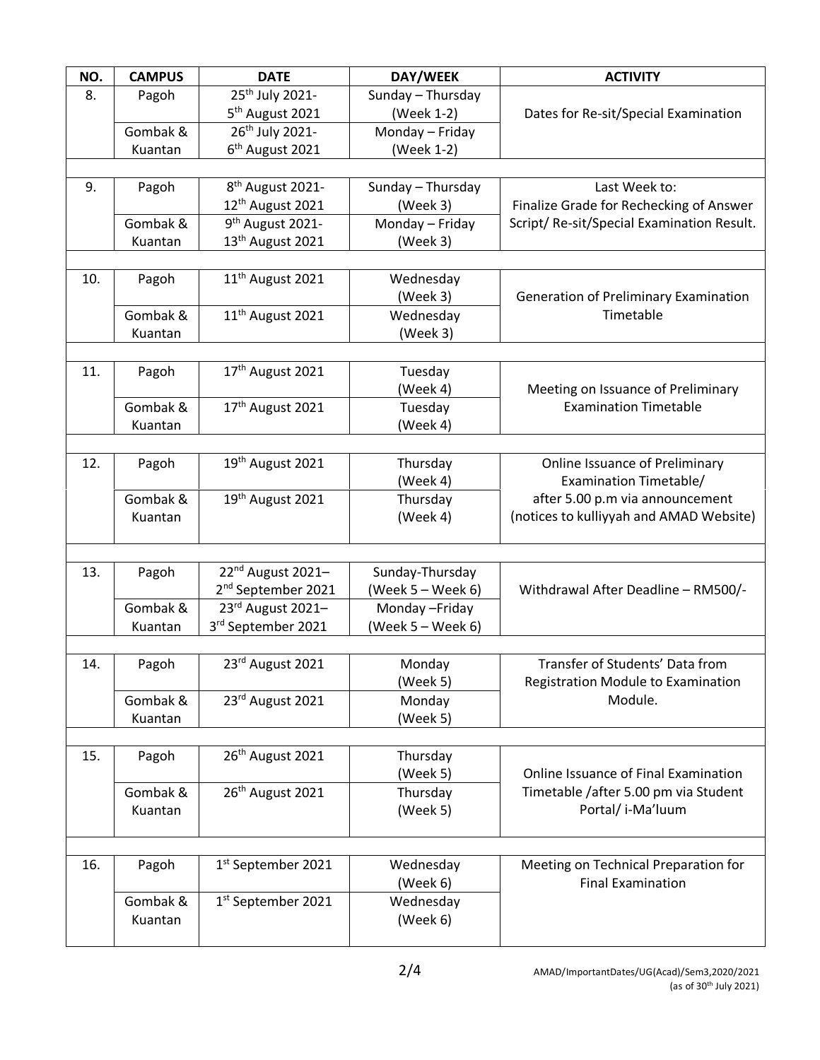| NO. | CAMPUS | DATE | DAY/WEEK | ACTIVITY |
|---|---|---|---|---|
| 8. | Pagoh | 25th July 2021- 5th August 2021 | Sunday – Thursday (Week 1-2) | Dates for Re-sit/Special Examination |
| | Gombak & Kuantan | 26th July 2021- 6th August 2021 | Monday – Friday (Week 1-2) | |
| 9. | Pagoh | 8th August 2021- 12th August 2021 | Sunday – Thursday (Week 3) | Last Week to: Finalize Grade for Rechecking of Answer Script/ Re-sit/Special Examination Result. |
| | Gombak & Kuantan | 9th August 2021- 13th August 2021 | Monday – Friday (Week 3) | |
| 10. | Pagoh | 11th August 2021 | Wednesday (Week 3) | Generation of Preliminary Examination Timetable |
| | Gombak & Kuantan | 11th August 2021 | Wednesday (Week 3) | |
| 11. | Pagoh | 17th August 2021 | Tuesday (Week 4) | Meeting on Issuance of Preliminary Examination Timetable |
| | Gombak & Kuantan | 17th August 2021 | Tuesday (Week 4) | |
| 12. | Pagoh | 19th August 2021 | Thursday (Week 4) | Online Issuance of Preliminary Examination Timetable/ after 5.00 p.m via announcement (notices to kulliyyah and AMAD Website) |
| | Gombak & Kuantan | 19th August 2021 | Thursday (Week 4) | |
| 13. | Pagoh | 22nd August 2021– 2nd September 2021 | Sunday-Thursday (Week 5 – Week 6) | Withdrawal After Deadline – RM500/- |
| | Gombak & Kuantan | 23rd August 2021– 3rd September 2021 | Monday –Friday (Week 5 – Week 6) | |
| 14. | Pagoh | 23rd August 2021 | Monday (Week 5) | Transfer of Students' Data from Registration Module to Examination Module. |
| | Gombak & Kuantan | 23rd August 2021 | Monday (Week 5) | |
| 15. | Pagoh | 26th August 2021 | Thursday (Week 5) | Online Issuance of Final Examination Timetable /after 5.00 pm via Student Portal/ i-Ma'luum |
| | Gombak & Kuantan | 26th August 2021 | Thursday (Week 5) | |
| 16. | Pagoh | 1st September 2021 | Wednesday (Week 6) | Meeting on Technical Preparation for Final Examination |
| | Gombak & Kuantan | 1st September 2021 | Wednesday (Week 6) | |

AMAD/ImportantDates/UG(Acad)/Sem3,2020/2021 (as of 30th July 2021)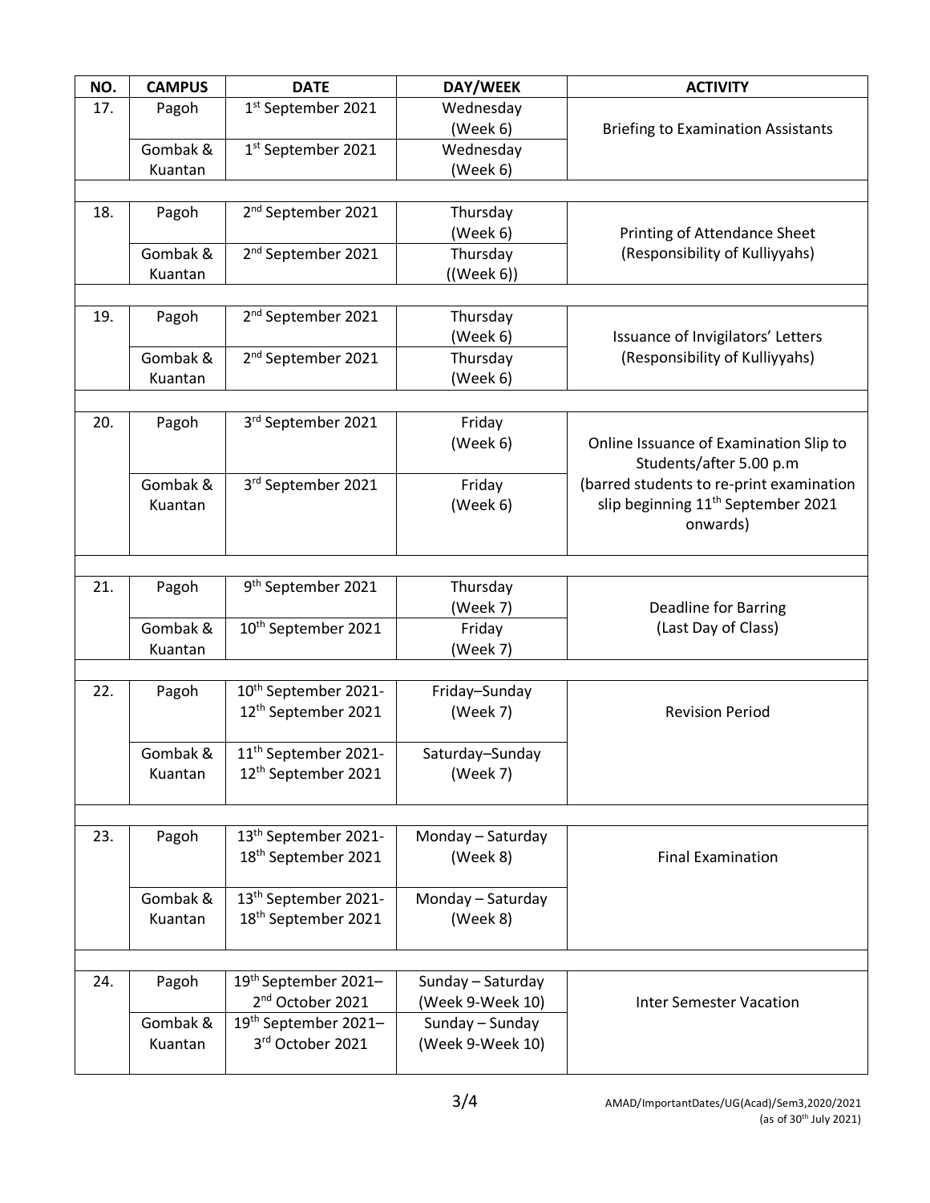| NO. | CAMPUS | DATE | DAY/WEEK | ACTIVITY |
|---|---|---|---|---|
| 17. | Pagoh | 1st September 2021 | Wednesday (Week 6) | Briefing to Examination Assistants |
| | Gombak & Kuantan | 1st September 2021 | Wednesday (Week 6) | |
| 18. | Pagoh | 2nd September 2021 | Thursday (Week 6) | Printing of Attendance Sheet (Responsibility of Kulliyyahs) |
| | Gombak & Kuantan | 2nd September 2021 | Thursday ((Week 6)) | |
| 19. | Pagoh | 2nd September 2021 | Thursday (Week 6) | Issuance of Invigilators' Letters (Responsibility of Kulliyyahs) |
| | Gombak & Kuantan | 2nd September 2021 | Thursday (Week 6) | |
| 20. | Pagoh | 3rd September 2021 | Friday (Week 6) | Online Issuance of Examination Slip to Students/after 5.00 p.m (barred students to re-print examination slip beginning 11th September 2021 onwards) |
| | Gombak & Kuantan | 3rd September 2021 | Friday (Week 6) | |
| 21. | Pagoh | 9th September 2021 | Thursday (Week 7) | Deadline for Barring (Last Day of Class) |
| | Gombak & Kuantan | 10th September 2021 | Friday (Week 7) | |
| 22. | Pagoh | 10th September 2021-12th September 2021 | Friday–Sunday (Week 7) | Revision Period |
| | Gombak & Kuantan | 11th September 2021-12th September 2021 | Saturday–Sunday (Week 7) | |
| 23. | Pagoh | 13th September 2021-18th September 2021 | Monday – Saturday (Week 8) | Final Examination |
| | Gombak & Kuantan | 13th September 2021-18th September 2021 | Monday – Saturday (Week 8) | |
| 24. | Pagoh | 19th September 2021–2nd October 2021 | Sunday – Saturday (Week 9-Week 10) | Inter Semester Vacation |
| | Gombak & Kuantan | 19th September 2021–3rd October 2021 | Sunday – Sunday (Week 9-Week 10) | |

AMAD/ImportantDates/UG(Acad)/Sem3,2020/2021 (as of 30th July 2021)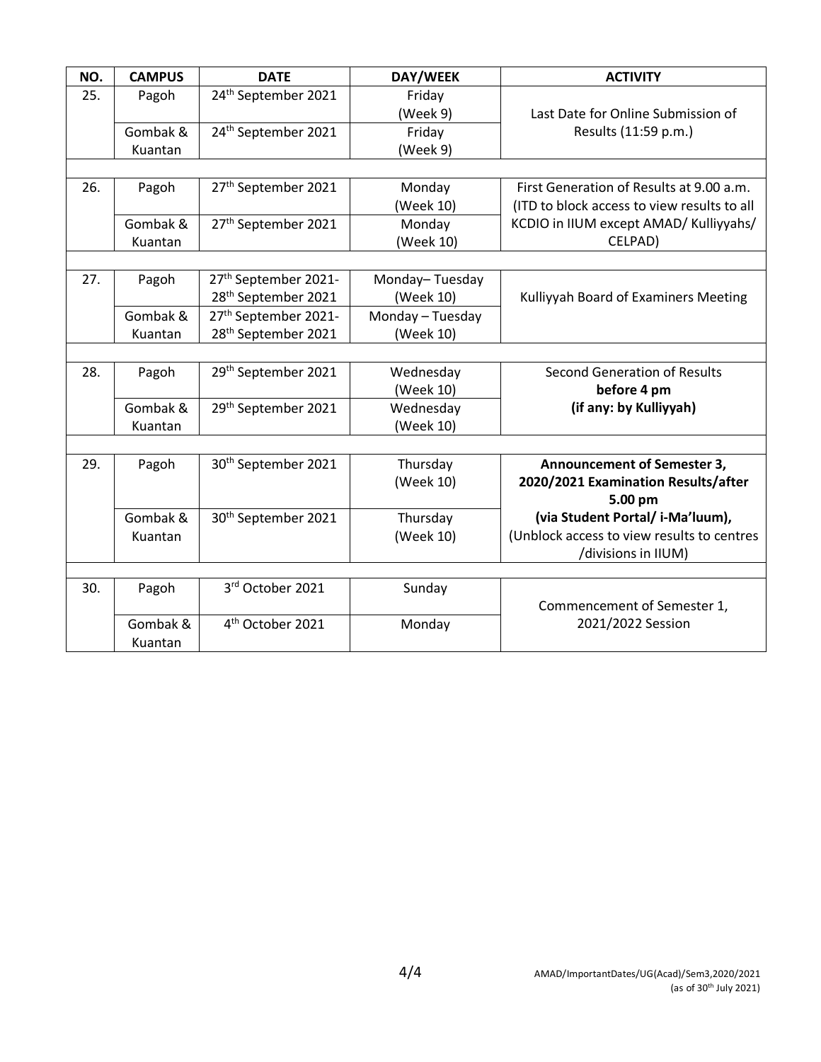| NO. | CAMPUS | DATE | DAY/WEEK | ACTIVITY |
|---|---|---|---|---|
| 25. | Pagoh | 24th September 2021 | Friday (Week 9) | Last Date for Online Submission of Results (11:59 p.m.) |
| | Gombak & Kuantan | 24th September 2021 | Friday (Week 9) | |
| 26. | Pagoh | 27th September 2021 | Monday (Week 10) | First Generation of Results at 9.00 a.m. (ITD to block access to view results to all KCDIO in IIUM except AMAD/ Kulliyyahs/ CELPAD) |
| | Gombak & Kuantan | 27th September 2021 | Monday (Week 10) | |
| 27. | Pagoh | 27th September 2021- 28th September 2021 | Monday– Tuesday (Week 10) | Kulliyyah Board of Examiners Meeting |
| | Gombak & Kuantan | 27th September 2021- 28th September 2021 | Monday – Tuesday (Week 10) | |
| 28. | Pagoh | 29th September 2021 | Wednesday (Week 10) | Second Generation of Results **before 4 pm** **(if any: by Kulliyyah)** |
| | Gombak & Kuantan | 29th September 2021 | Wednesday (Week 10) | |
| 29. | Pagoh | 30th September 2021 | Thursday (Week 10) | **Announcement of Semester 3, 2020/2021 Examination Results/after 5.00 pm (via Student Portal/ i-Ma'luum),** (Unblock access to view results to centres /divisions in IIUM) |
| | Gombak & Kuantan | 30th September 2021 | Thursday (Week 10) | |
| 30. | Pagoh | 3rd October 2021 | Sunday | Commencement of Semester 1, 2021/2022 Session |
| | Gombak & Kuantan | 4th October 2021 | Monday | |

AMAD/ImportantDates/UG(Acad)/Sem3,2020/2021
(as of 30th July 2021)